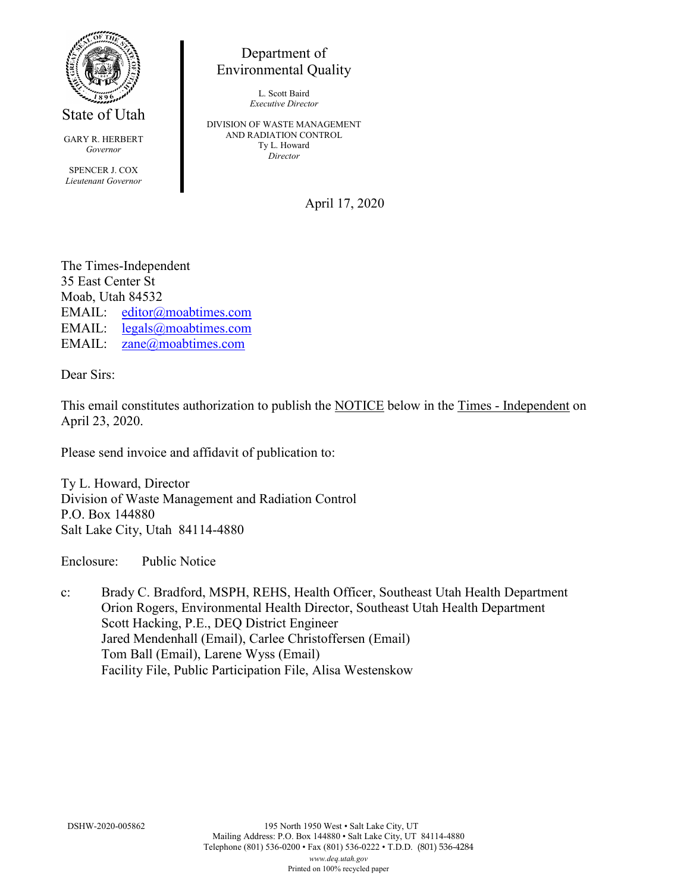State of Utah

GARY R. HERBERT
*Governor*

SPENCER J. COX
*Lieutenant Governor*

Department of
Environmental Quality

L. Scott Baird
*Executive Director*

DIVISION OF WASTE MANAGEMENT
AND RADIATION CONTROL
Ty L. Howard
*Director*

April 17, 2020

The Times-Independent
35 East Center St
Moab, Utah 84532
EMAIL: editor@moabtimes.com
EMAIL: legals@moabtimes.com
EMAIL: zane@moabtimes.com

Dear Sirs:

This email constitutes authorization to publish the NOTICE below in the Times - Independent on April 23, 2020.

Please send invoice and affidavit of publication to:

Ty L. Howard, Director
Division of Waste Management and Radiation Control
P.O. Box 144880
Salt Lake City, Utah 84114-4880

Enclosure: Public Notice

c: Brady C. Bradford, MSPH, REHS, Health Officer, Southeast Utah Health Department
Orion Rogers, Environmental Health Director, Southeast Utah Health Department
Scott Hacking, P.E., DEQ District Engineer
Jared Mendenhall (Email), Carlee Christoffersen (Email)
Tom Ball (Email), Larene Wyss (Email)
Facility File, Public Participation File, Alisa Westenskow

DSHW-2020-005862

195 North 1950 West • Salt Lake City, UT
Mailing Address: P.O. Box 144880 • Salt Lake City, UT 84114-4880
Telephone (801) 536-0200 • Fax (801) 536-0222 • T.D.D. (801) 536-4284
*www.deq.utah.gov*
Printed on 100% recycled paper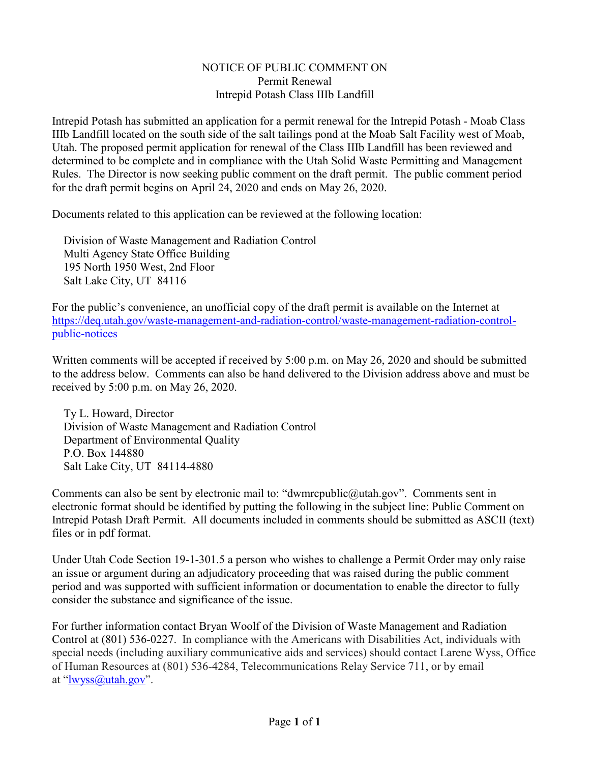# NOTICE OF PUBLIC COMMENT ON
## Permit Renewal
## Intrepid Potash Class IIIb Landfill

Intrepid Potash has submitted an application for a permit renewal for the Intrepid Potash - Moab Class IIIb Landfill located on the south side of the salt tailings pond at the Moab Salt Facility west of Moab, Utah. The proposed permit application for renewal of the Class IIIb Landfill has been reviewed and determined to be complete and in compliance with the Utah Solid Waste Permitting and Management Rules. The Director is now seeking public comment on the draft permit. The public comment period for the draft permit begins on April 24, 2020 and ends on May 26, 2020.

Documents related to this application can be reviewed at the following location:

Division of Waste Management and Radiation Control  
Multi Agency State Office Building  
195 North 1950 West, 2nd Floor  
Salt Lake City, UT 84116

For the public's convenience, an unofficial copy of the draft permit is available on the Internet at https://deq.utah.gov/waste-management-and-radiation-control/waste-management-radiation-control-public-notices

Written comments will be accepted if received by 5:00 p.m. on May 26, 2020 and should be submitted to the address below. Comments can also be hand delivered to the Division address above and must be received by 5:00 p.m. on May 26, 2020.

Ty L. Howard, Director  
Division of Waste Management and Radiation Control  
Department of Environmental Quality  
P.O. Box 144880  
Salt Lake City, UT 84114-4880

Comments can also be sent by electronic mail to: "dwmrcpublic@utah.gov". Comments sent in electronic format should be identified by putting the following in the subject line: Public Comment on Intrepid Potash Draft Permit. All documents included in comments should be submitted as ASCII (text) files or in pdf format.

Under Utah Code Section 19-1-301.5 a person who wishes to challenge a Permit Order may only raise an issue or argument during an adjudicatory proceeding that was raised during the public comment period and was supported with sufficient information or documentation to enable the director to fully consider the substance and significance of the issue.

For further information contact Bryan Woolf of the Division of Waste Management and Radiation Control at (801) 536-0227. In compliance with the Americans with Disabilities Act, individuals with special needs (including auxiliary communicative aids and services) should contact Larene Wyss, Office of Human Resources at (801) 536-4284, Telecommunications Relay Service 711, or by email at "lwyss@utah.gov".